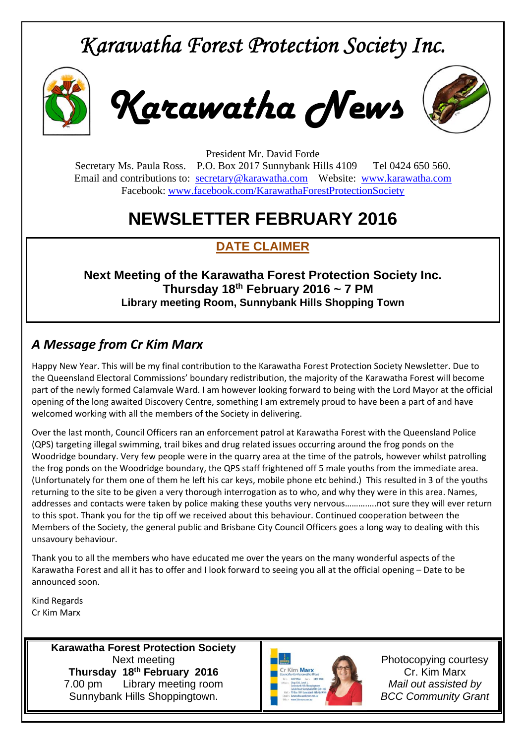# Karawatha Forest Protection Society Inc.

# Karawatha News

President Mr. David Forde
Secretary Ms. Paula Ross. P.O. Box 2017 Sunnybank Hills 4109 Tel 0424 650 560.
Email and contributions to: secretary@karawatha.com Website: www.karawatha.com
Facebook: www.facebook.com/KarawathaForestProtectionSociety

# NEWSLETTER FEBRUARY 2016

## DATE CLAIMER

**Next Meeting of the Karawatha Forest Protection Society Inc.**
**Thursday 18th February 2016 ~ 7 PM**
**Library meeting Room, Sunnybank Hills Shopping Town**

## *A Message from Cr Kim Marx*

Happy New Year. This will be my final contribution to the Karawatha Forest Protection Society Newsletter. Due to the Queensland Electoral Commissions' boundary redistribution, the majority of the Karawatha Forest will become part of the newly formed Calamvale Ward. I am however looking forward to being with the Lord Mayor at the official opening of the long awaited Discovery Centre, something I am extremely proud to have been a part of and have welcomed working with all the members of the Society in delivering.

Over the last month, Council Officers ran an enforcement patrol at Karawatha Forest with the Queensland Police (QPS) targeting illegal swimming, trail bikes and drug related issues occurring around the frog ponds on the Woodridge boundary. Very few people were in the quarry area at the time of the patrols, however whilst patrolling the frog ponds on the Woodridge boundary, the QPS staff frightened off 5 male youths from the immediate area. (Unfortunately for them one of them he left his car keys, mobile phone etc behind.) This resulted in 3 of the youths returning to the site to be given a very thorough interrogation as to who, and why they were in this area. Names, addresses and contacts were taken by police making these youths very nervous…………..not sure they will ever return to this spot. Thank you for the tip off we received about this behaviour. Continued cooperation between the Members of the Society, the general public and Brisbane City Council Officers goes a long way to dealing with this unsavoury behaviour.

Thank you to all the members who have educated me over the years on the many wonderful aspects of the Karawatha Forest and all it has to offer and I look forward to seeing you all at the official opening – Date to be announced soon.

Kind Regards
Cr Kim Marx

**Karawatha Forest Protection Society**
Next meeting
**Thursday 18th February 2016**
7.00 pm Library meeting room
Sunnybank Hills Shoppingtown.

Photocopying courtesy
Cr. Kim Marx
*Mail out assisted by*
*BCC Community Grant*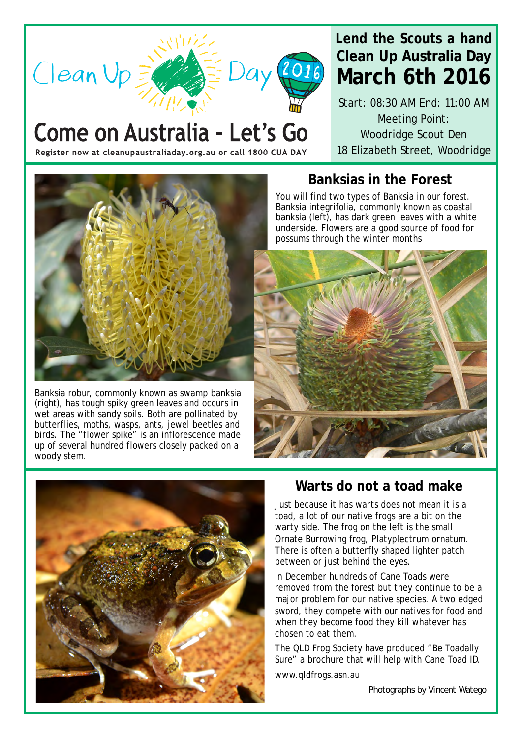Clean Up Day 2016

# Come on Australia - Let's Go

Register now at cleanupaustraliaday.org.au or call 1800 CUA DAY

**Lend the Scouts a hand**
**Clean Up Australia Day**
# March 6th 2016

Start: 08:30 AM End: 11:00 AM
Meeting Point:
Woodridge Scout Den
18 Elizabeth Street, Woodridge

## Banksias in the Forest

You will find two types of Banksia in our forest. Banksia integrifolia, commonly known as coastal banksia (left), has dark green leaves with a white underside. Flowers are a good source of food for possums through the winter months

Banksia robur, commonly known as swamp banksia (right), has tough spiky green leaves and occurs in wet areas with sandy soils. Both are pollinated by butterflies, moths, wasps, ants, jewel beetles and birds. The "flower spike" is an inflorescence made up of several hundred flowers closely packed on a woody stem.

## Warts do not a toad make

Just because it has warts does not mean it is a toad, a lot of our native frogs are a bit on the warty side. The frog on the left is the small Ornate Burrowing frog, Platyplectrum ornatum. There is often a butterfly shaped lighter patch between or just behind the eyes.

In December hundreds of Cane Toads were removed from the forest but they continue to be a major problem for our native species. A two edged sword, they compete with our natives for food and when they become food they kill whatever has chosen to eat them.

The QLD Frog Society have produced "Be Toadally Sure" a brochure that will help with Cane Toad ID.

www.qldfrogs.asn.au

Photographs by Vincent Watego